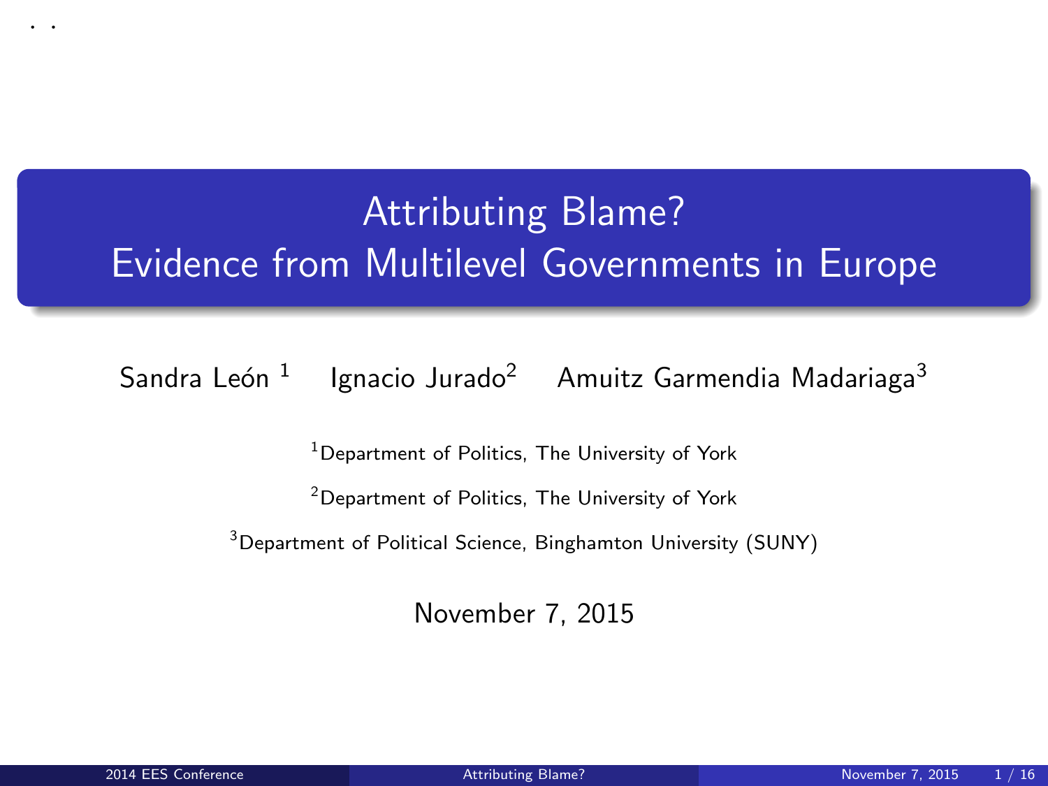# Attributing Blame?
# Evidence from Multilevel Governments in Europe

Sandra León [1] Ignacio Jurado[2] Amuitz Garmendia Madariaga[3]

[1]Department of Politics, The University of York

[2]Department of Politics, The University of York

[3]Department of Political Science, Binghamton University (SUNY)

November 7, 2015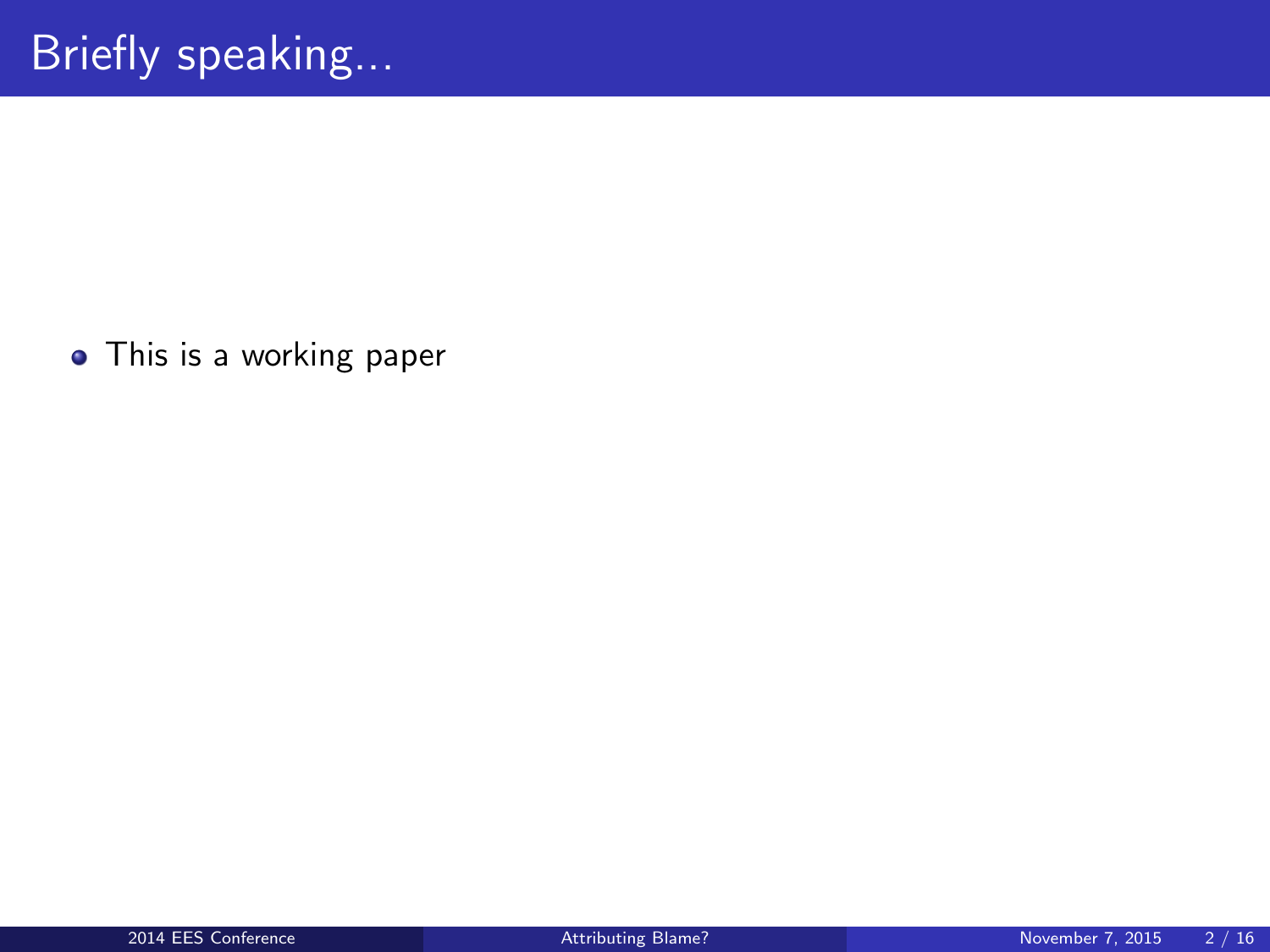# Briefly speaking...

- This is a working paper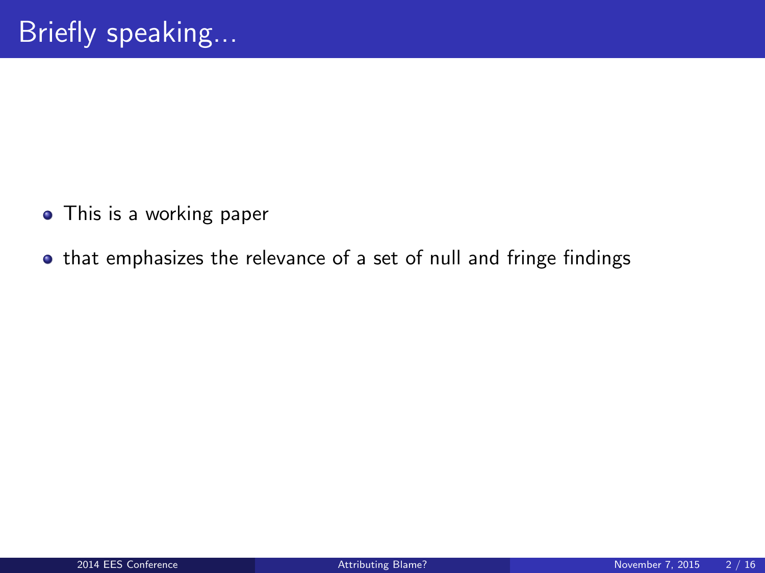# Briefly speaking...

- This is a working paper
- that emphasizes the relevance of a set of null and fringe findings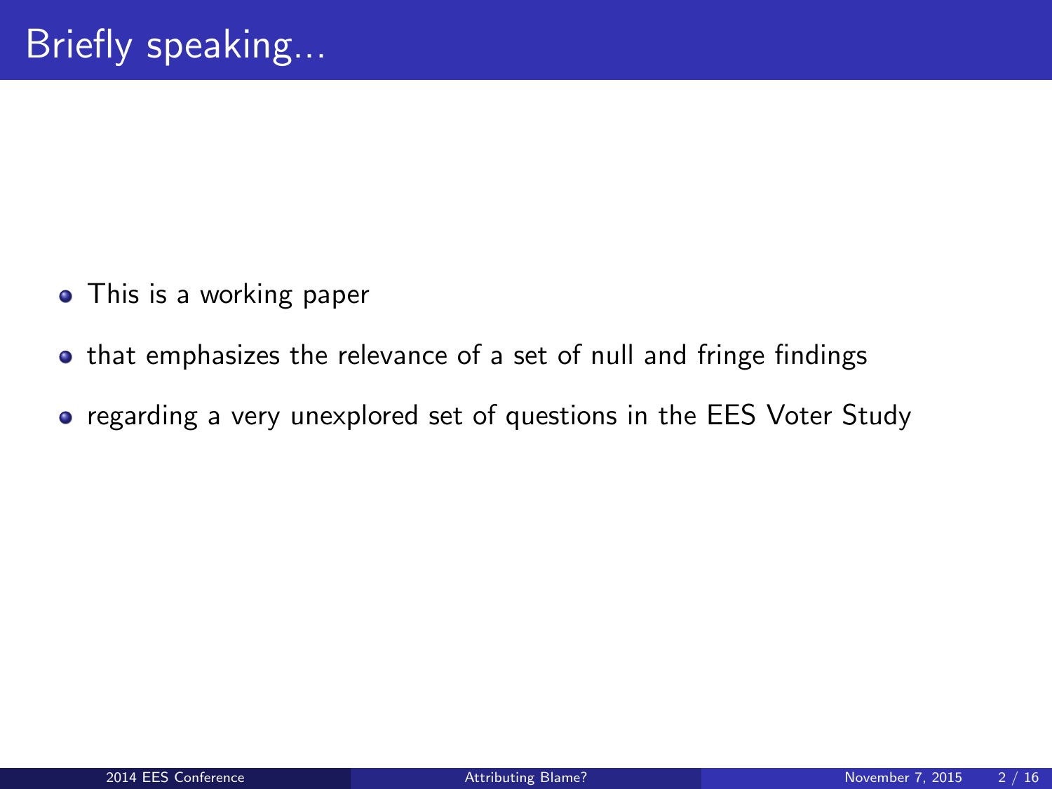# Briefly speaking...

- This is a working paper
- that emphasizes the relevance of a set of null and fringe findings
- regarding a very unexplored set of questions in the EES Voter Study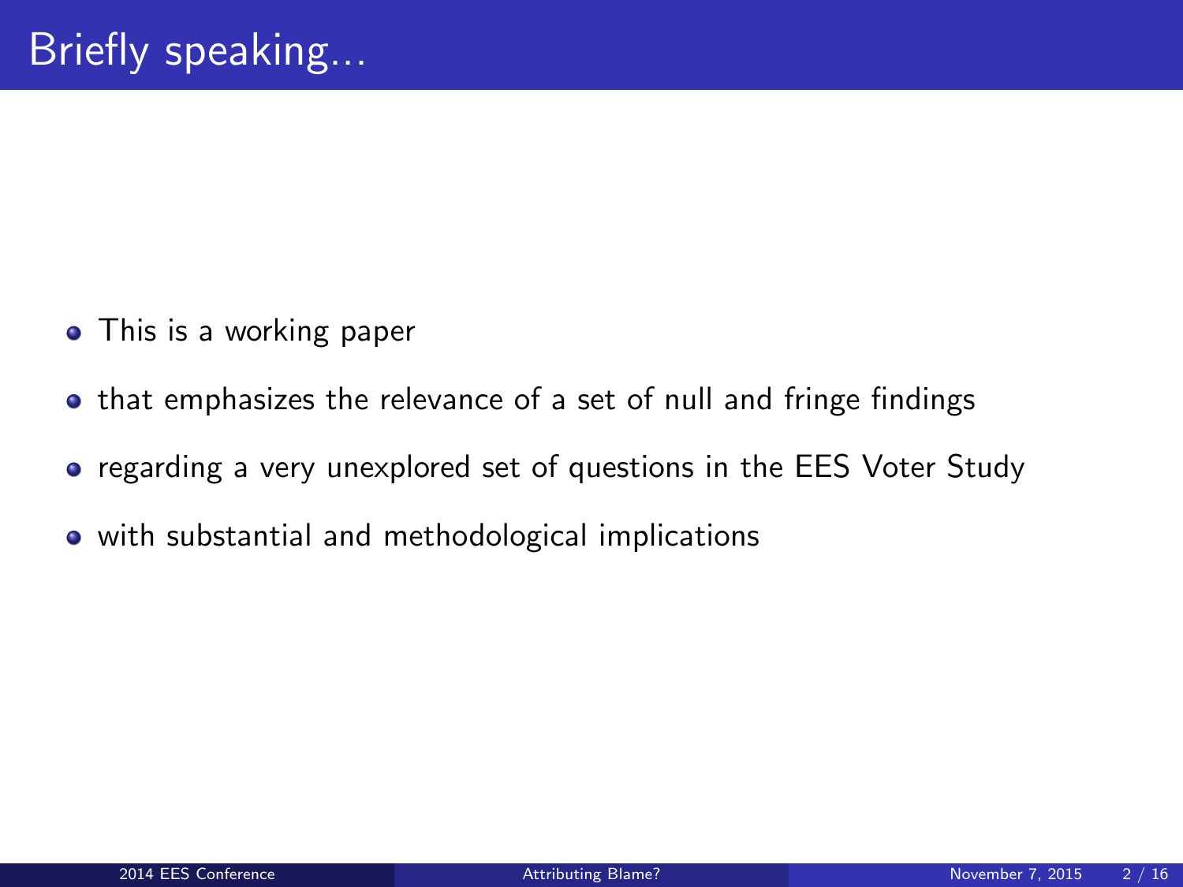# Briefly speaking...

- This is a working paper
- that emphasizes the relevance of a set of null and fringe findings
- regarding a very unexplored set of questions in the EES Voter Study
- with substantial and methodological implications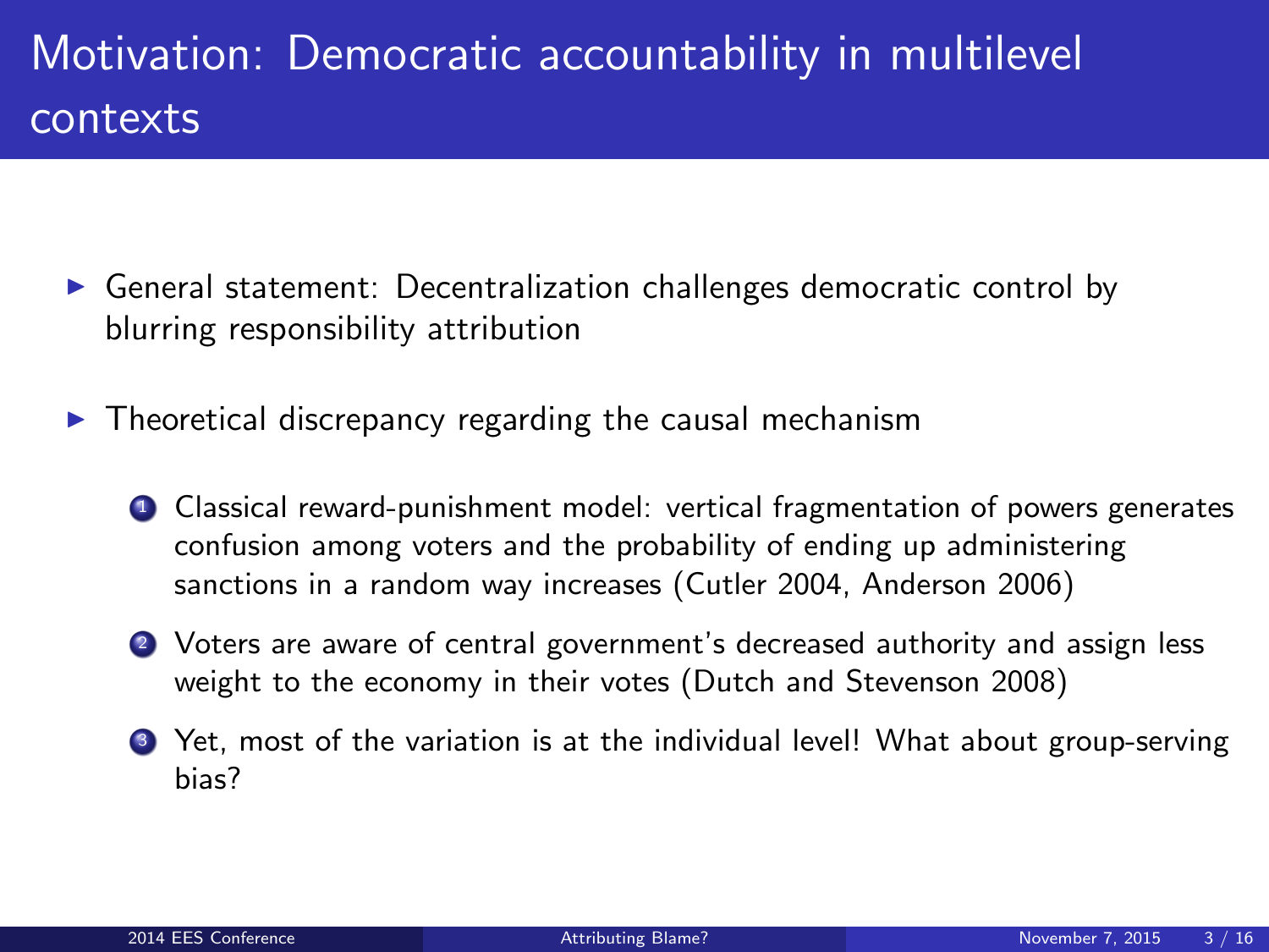# Motivation: Democratic accountability in multilevel contexts

- General statement: Decentralization challenges democratic control by blurring responsibility attribution
- Theoretical discrepancy regarding the causal mechanism
  1. Classical reward-punishment model: vertical fragmentation of powers generates confusion among voters and the probability of ending up administering sanctions in a random way increases (Cutler 2004, Anderson 2006)
  2. Voters are aware of central government's decreased authority and assign less weight to the economy in their votes (Dutch and Stevenson 2008)
  3. Yet, most of the variation is at the individual level! What about group-serving bias?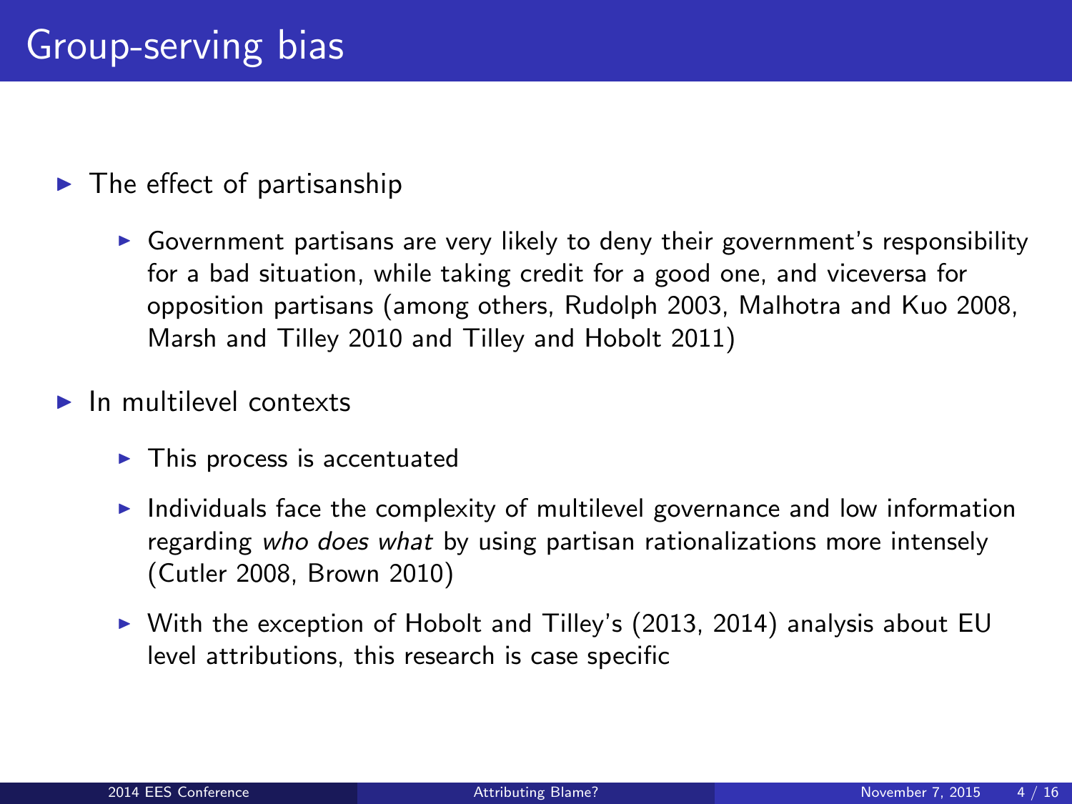# Group-serving bias

- The effect of partisanship
  - Government partisans are very likely to deny their government's responsibility for a bad situation, while taking credit for a good one, and viceversa for opposition partisans (among others, Rudolph 2003, Malhotra and Kuo 2008, Marsh and Tilley 2010 and Tilley and Hobolt 2011)
- In multilevel contexts
  - This process is accentuated
  - Individuals face the complexity of multilevel governance and low information regarding *who does what* by using partisan rationalizations more intensely (Cutler 2008, Brown 2010)
  - With the exception of Hobolt and Tilley's (2013, 2014) analysis about EU level attributions, this research is case specific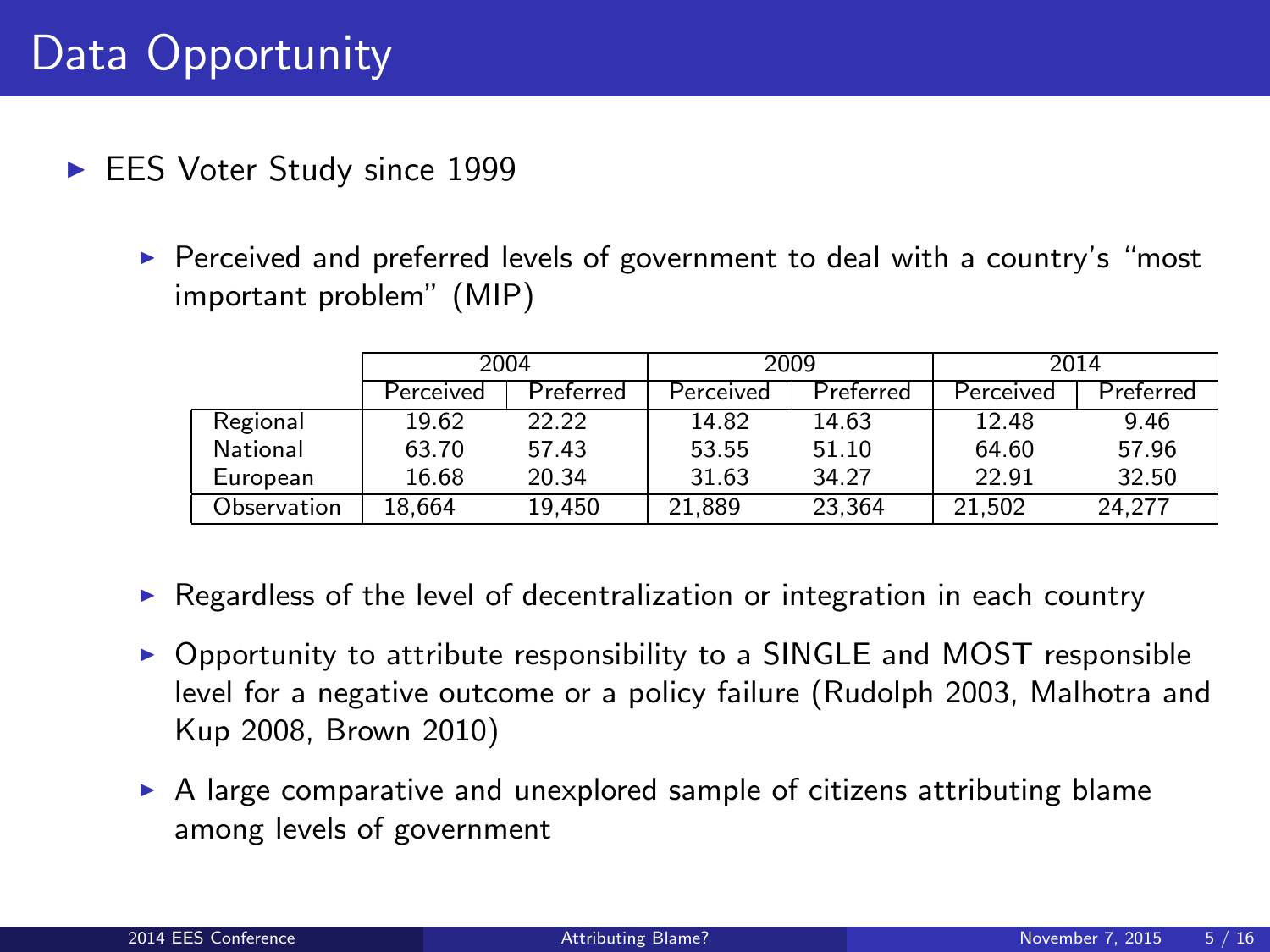# Data Opportunity

- EES Voter Study since 1999
  - Perceived and preferred levels of government to deal with a country's "most important problem" (MIP)

| | 2004 | | 2009 | | 2014 | |
|---|---|---|---|---|---|---|
| | Perceived | Preferred | Perceived | Preferred | Perceived | Preferred |
| Regional | 19.62 | 22.22 | 14.82 | 14.63 | 12.48 | 9.46 |
| National | 63.70 | 57.43 | 53.55 | 51.10 | 64.60 | 57.96 |
| European | 16.68 | 20.34 | 31.63 | 34.27 | 22.91 | 32.50 |
| Observation | 18,664 | 19,450 | 21,889 | 23,364 | 21,502 | 24,277 |

  - Regardless of the level of decentralization or integration in each country
  - Opportunity to attribute responsibility to a SINGLE and MOST responsible level for a negative outcome or a policy failure (Rudolph 2003, Malhotra and Kup 2008, Brown 2010)
  - A large comparative and unexplored sample of citizens attributing blame among levels of government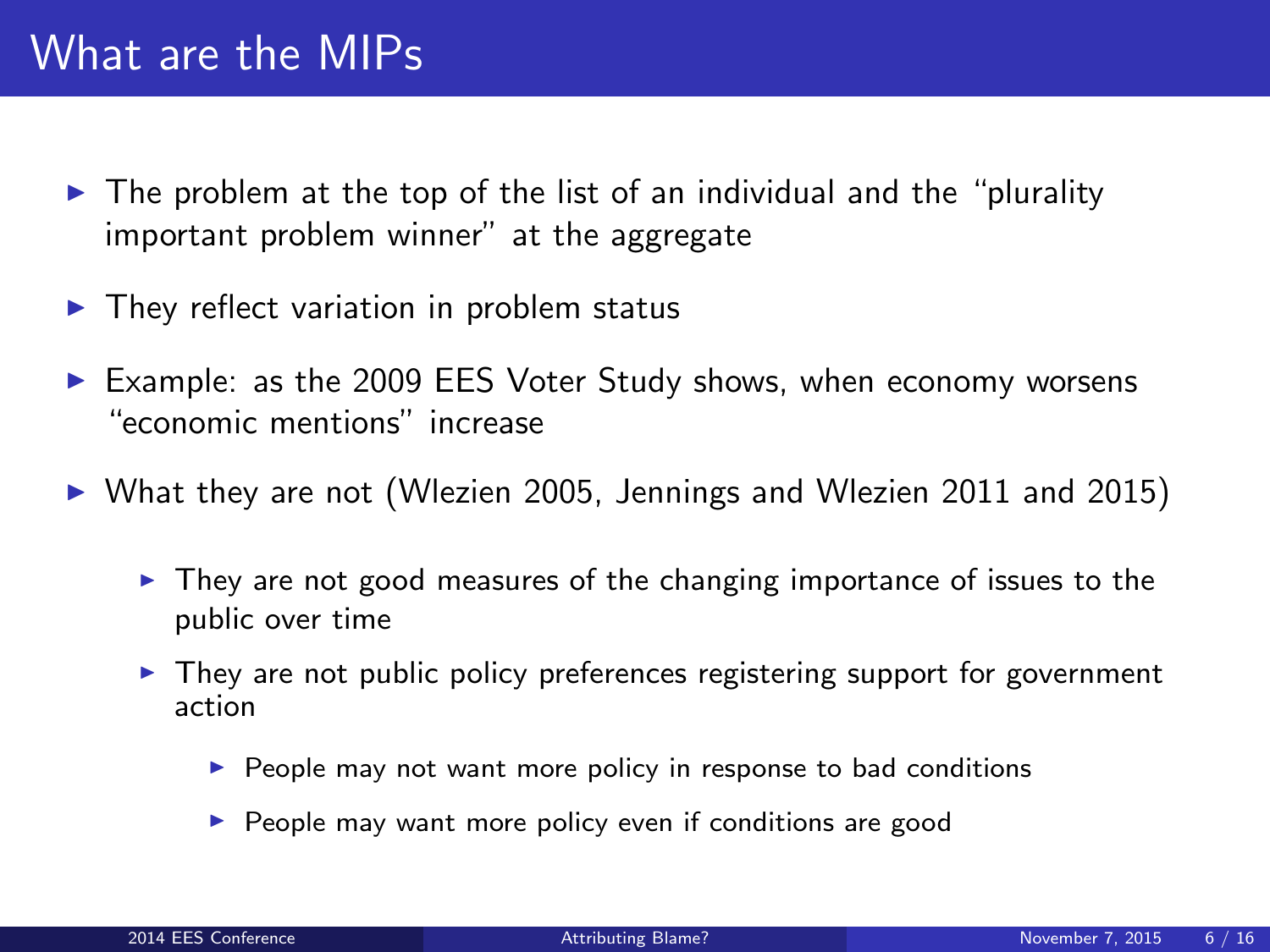# What are the MIPs

- The problem at the top of the list of an individual and the "plurality important problem winner" at the aggregate
- They reflect variation in problem status
- Example: as the 2009 EES Voter Study shows, when economy worsens "economic mentions" increase
- What they are not (Wlezien 2005, Jennings and Wlezien 2011 and 2015)
  - They are not good measures of the changing importance of issues to the public over time
  - They are not public policy preferences registering support for government action
    - People may not want more policy in response to bad conditions
    - People may want more policy even if conditions are good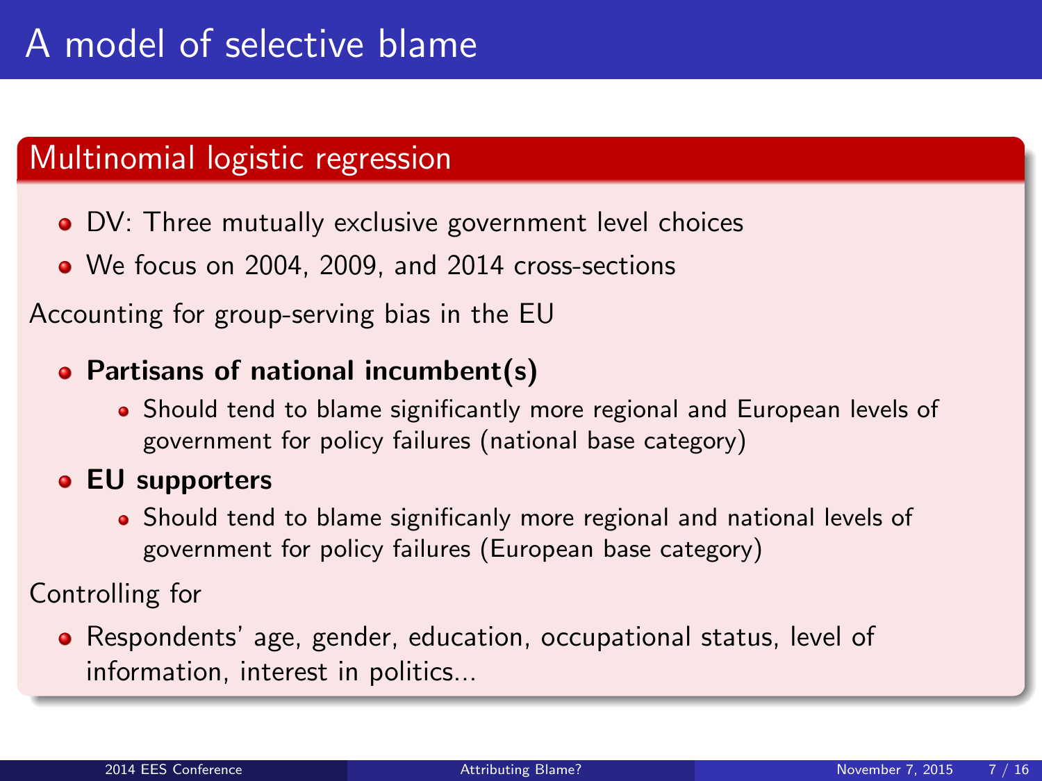# A model of selective blame

## Multinomial logistic regression

- DV: Three mutually exclusive government level choices
- We focus on 2004, 2009, and 2014 cross-sections

Accounting for group-serving bias in the EU

- **Partisans of national incumbent(s)**
  - Should tend to blame significantly more regional and European levels of government for policy failures (national base category)
- **EU supporters**
  - Should tend to blame significanly more regional and national levels of government for policy failures (European base category)

Controlling for

- Respondents' age, gender, education, occupational status, level of information, interest in politics...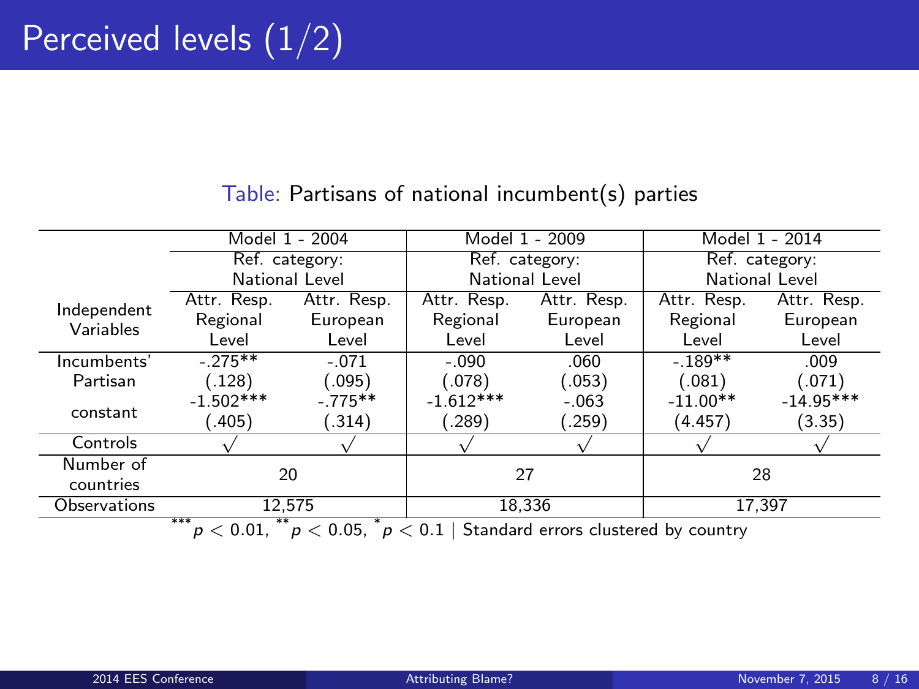# Perceived levels (1/2)

Table: Partisans of national incumbent(s) parties

| Independent Variables | Model 1 - 2004 | | Model 1 - 2009 | | Model 1 - 2014 | |
|---|---|---|---|---|---|---|
| | Ref. category: National Level | | Ref. category: National Level | | Ref. category: National Level | |
| | Attr. Resp. Regional Level | Attr. Resp. European Level | Attr. Resp. Regional Level | Attr. Resp. European Level | Attr. Resp. Regional Level | Attr. Resp. European Level |
| Incumbents' Partisan | -.275** | -.071 | -.090 | .060 | -.189** | .009 |
| | (.128) | (.095) | (.078) | (.053) | (.081) | (.071) |
| constant | -1.502*** | -.775** | -1.612*** | -.063 | -11.00** | -14.95*** |
| | (.405) | (.314) | (.289) | (.259) | (4.457) | (3.35) |
| Controls | √ | √ | √ | √ | √ | √ |
| Number of countries | 20 | | 27 | | 28 | |
| Observations | 12,575 | | 18,336 | | 17,397 | |

***$p < 0.01$, **$p < 0.05$, *$p < 0.1$ | Standard errors clustered by country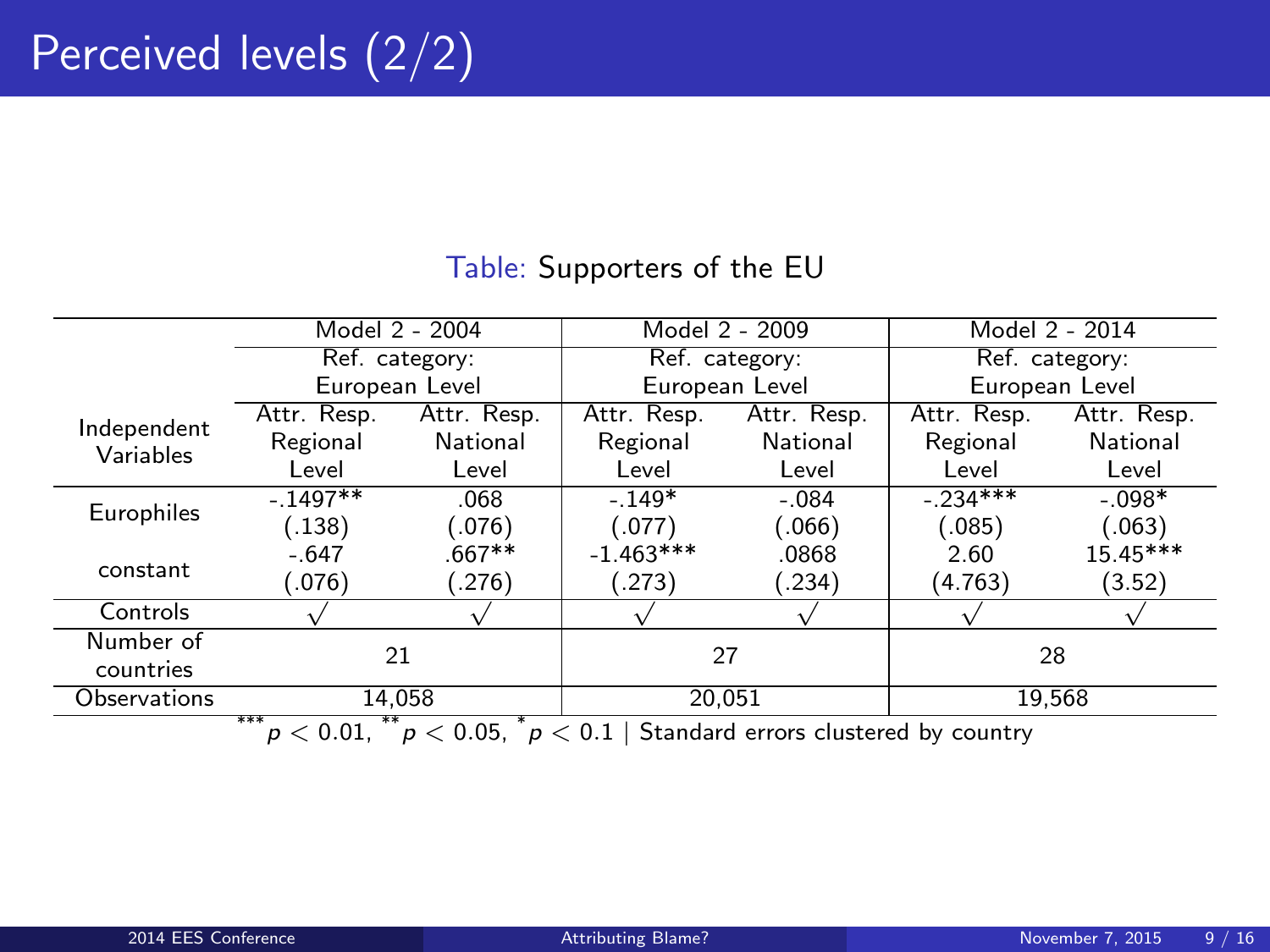# Perceived levels (2/2)

Table: Supporters of the EU

| Independent Variables | Model 2 - 2004 | | Model 2 - 2009 | | Model 2 - 2014 | |
|---|---|---|---|---|---|---|
| | Ref. category: European Level | | Ref. category: European Level | | Ref. category: European Level | |
| | Attr. Resp. Regional Level | Attr. Resp. National Level | Attr. Resp. Regional Level | Attr. Resp. National Level | Attr. Resp. Regional Level | Attr. Resp. National Level |
| Europhiles | -.1497** | .068 | -.149* | -.084 | -.234*** | -.098* |
| | (.138) | (.076) | (.077) | (.066) | (.085) | (.063) |
| constant | -.647 | .667** | -1.463*** | .0868 | 2.60 | 15.45*** |
| | (.076) | (.276) | (.273) | (.234) | (4.763) | (3.52) |
| Controls | √ | √ | √ | √ | √ | √ |
| Number of countries | 21 | | 27 | | 28 | |
| Observations | 14,058 | | 20,051 | | 19,568 | |

*** $p < 0.01$, ** $p < 0.05$, * $p < 0.1$ | Standard errors clustered by country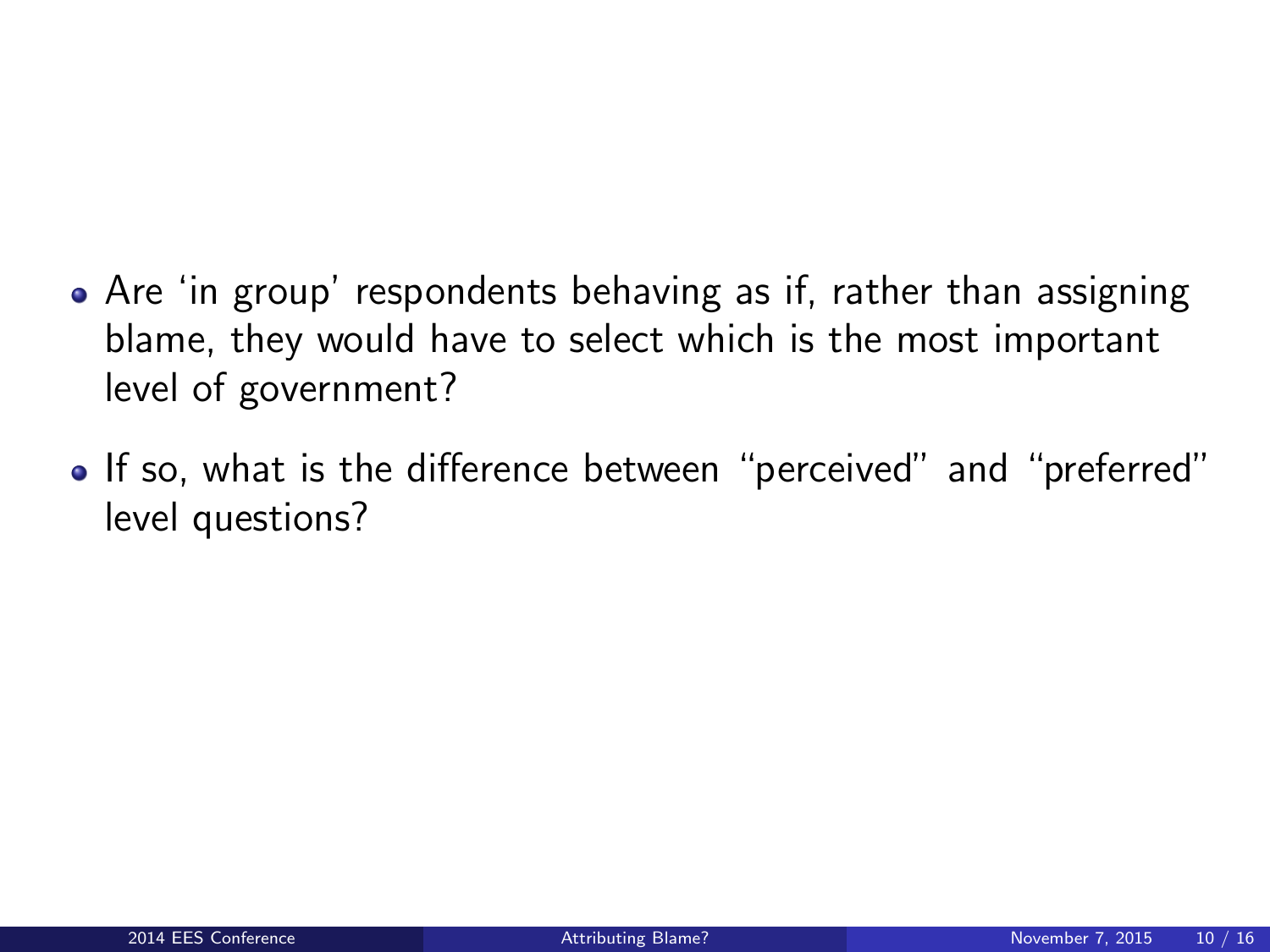- Are 'in group' respondents behaving as if, rather than assigning blame, they would have to select which is the most important level of government?
- If so, what is the difference between "perceived" and "preferred" level questions?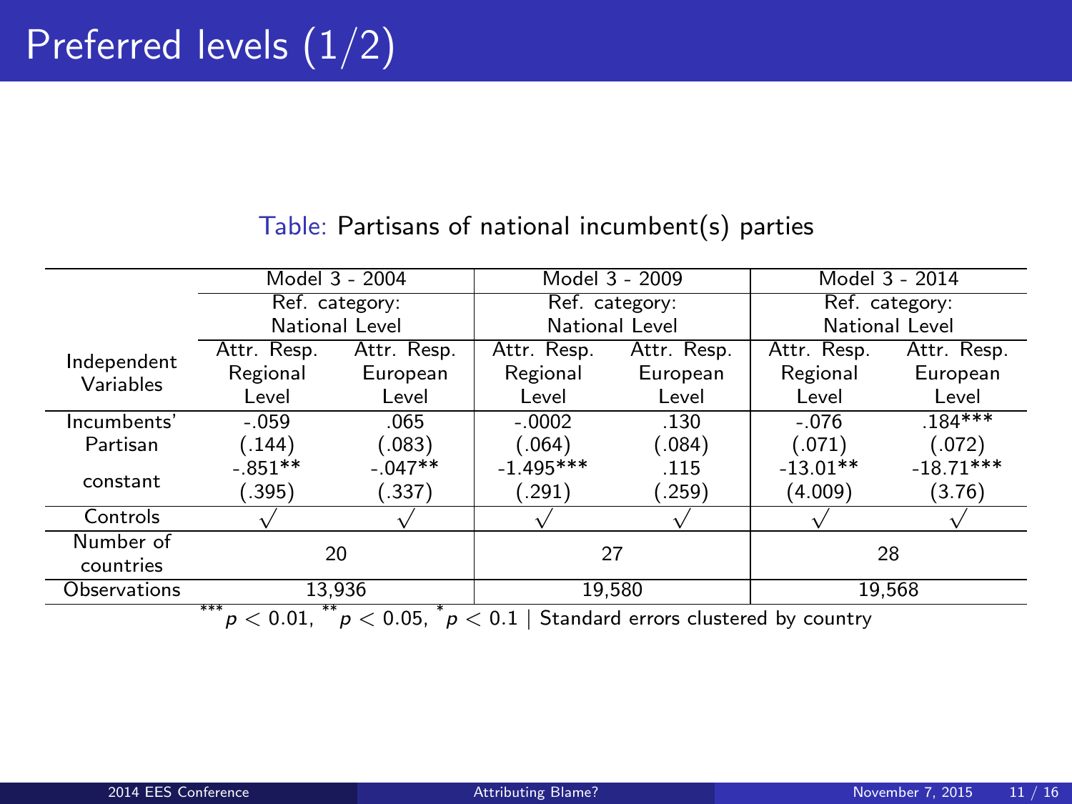# Preferred levels (1/2)

Table: Partisans of national incumbent(s) parties

| Independent Variables | Model 3 - 2004 | | Model 3 - 2009 | | Model 3 - 2014 | |
|---|---|---|---|---|---|---|
| | Ref. category: National Level | | Ref. category: National Level | | Ref. category: National Level | |
| | Attr. Resp. Regional Level | Attr. Resp. European Level | Attr. Resp. Regional Level | Attr. Resp. European Level | Attr. Resp. Regional Level | Attr. Resp. European Level |
| Incumbents' Partisan | -.059 | .065 | -.0002 | .130 | -.076 | .184*** |
| | (.144) | (.083) | (.064) | (.084) | (.071) | (.072) |
| constant | -.851** | -.047** | -1.495*** | .115 | -13.01** | -18.71*** |
| | (.395) | (.337) | (.291) | (.259) | (4.009) | (3.76) |
| Controls | √ | √ | √ | √ | √ | √ |
| Number of countries | 20 | | 27 | | 28 | |
| Observations | 13,936 | | 19,580 | | 19,568 | |

*** $p < 0.01$, ** $p < 0.05$, * $p < 0.1$ | Standard errors clustered by country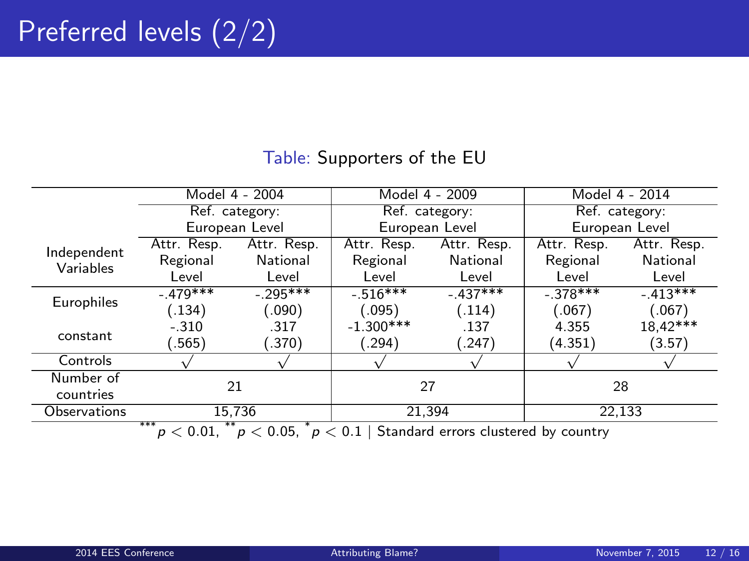# Preferred levels (2/2)

Table: Supporters of the EU

| Independent Variables | Model 4 - 2004 | | Model 4 - 2009 | | Model 4 - 2014 | |
|---|---|---|---|---|---|---|
| | Ref. category: European Level | | Ref. category: European Level | | Ref. category: European Level | |
| | Attr. Resp. Regional Level | Attr. Resp. National Level | Attr. Resp. Regional Level | Attr. Resp. National Level | Attr. Resp. Regional Level | Attr. Resp. National Level |
| Europhiles | -.479*** | -.295*** | -.516*** | -.437*** | -.378*** | -.413*** |
| | (.134) | (.090) | (.095) | (.114) | (.067) | (.067) |
| constant | -.310 | .317 | -1.300*** | .137 | 4.355 | 18,42*** |
| | (.565) | (.370) | (.294) | (.247) | (4.351) | (3.57) |
| Controls | $\surd$ | $\surd$ | $\surd$ | $\surd$ | $\surd$ | $\surd$ |
| Number of countries | 21 | | 27 | | 28 | |
| Observations | 15,736 | | 21,394 | | 22,133 | |

***$p < 0.01$, **$p < 0.05$, *$p < 0.1$ | Standard errors clustered by country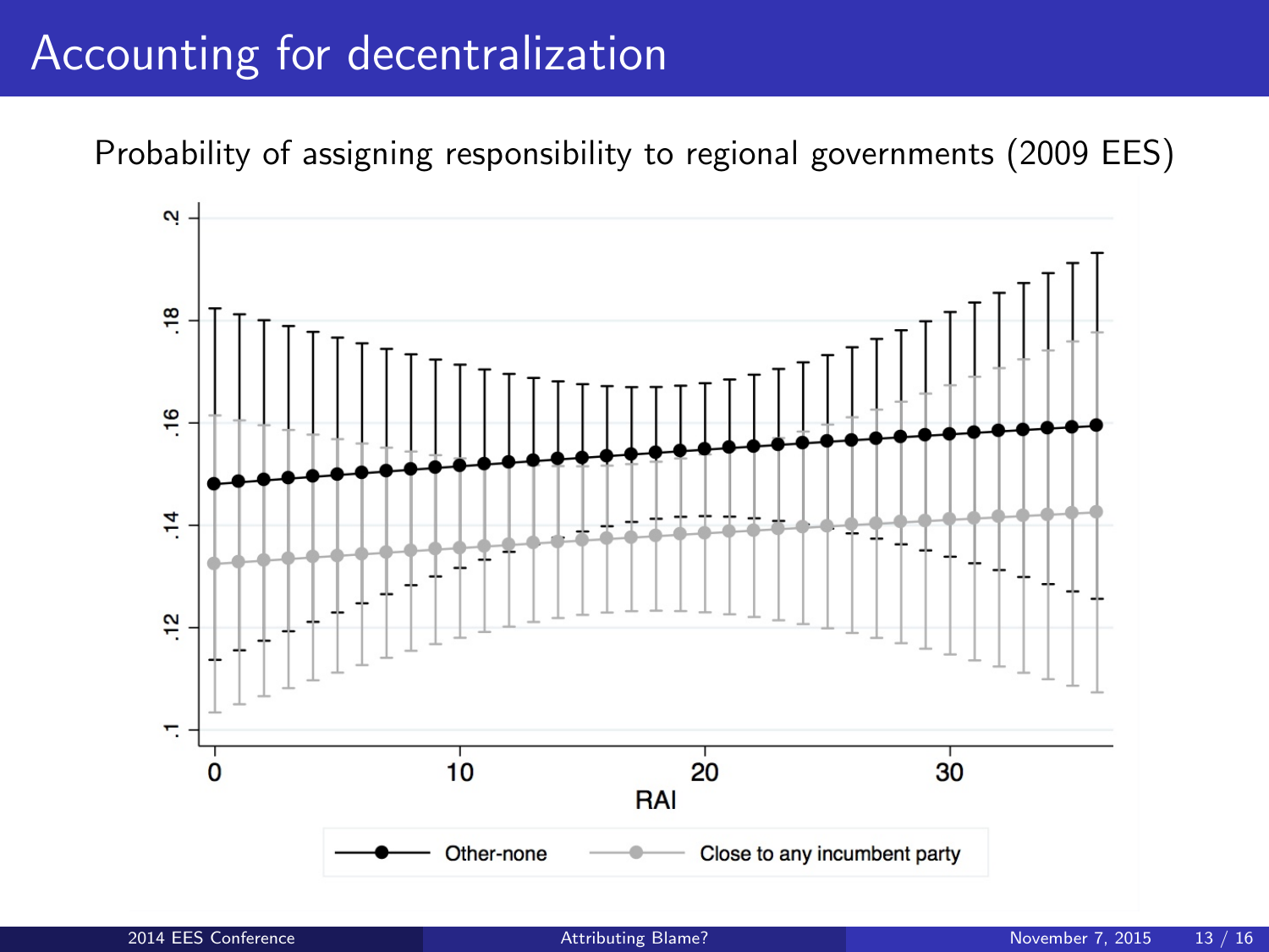# Accounting for decentralization

Probability of assigning responsibility to regional governments (2009 EES)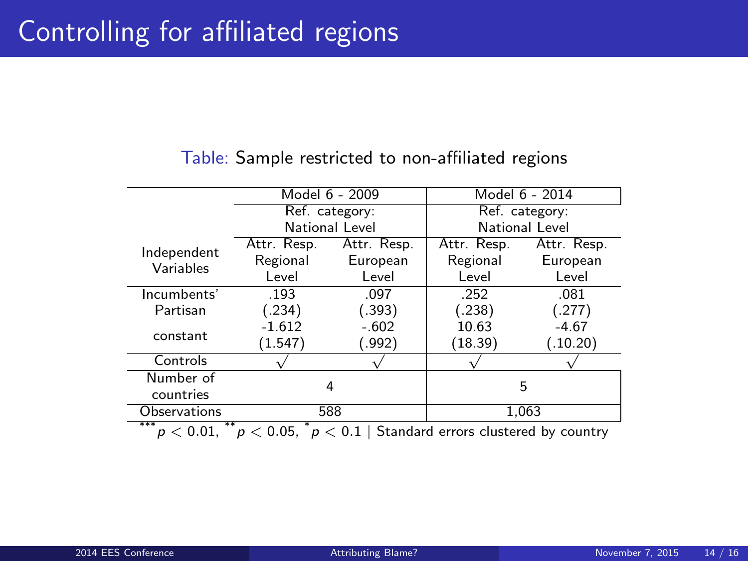# Controlling for affiliated regions

Table: Sample restricted to non-affiliated regions

| Independent Variables | Model 6 - 2009 | | Model 6 - 2014 | |
|---|---|---|---|---|
| | Ref. category: National Level | | Ref. category: National Level | |
| | Attr. Resp. Regional Level | Attr. Resp. European Level | Attr. Resp. Regional Level | Attr. Resp. European Level |
| Incumbents' Partisan | .193 | .097 | .252 | .081 |
| | (.234) | (.393) | (.238) | (.277) |
| constant | -1.612 | -.602 | 10.63 | -4.67 |
| | (1.547) | (.992) | (18.39) | (.10.20) |
| Controls | √ | √ | √ | √ |
| Number of countries | 4 | | 5 | |
| Observations | 588 | | 1,063 | |

$^{***}p < 0.01$, $^{**}p < 0.05$, $^{*}p < 0.1$ | Standard errors clustered by country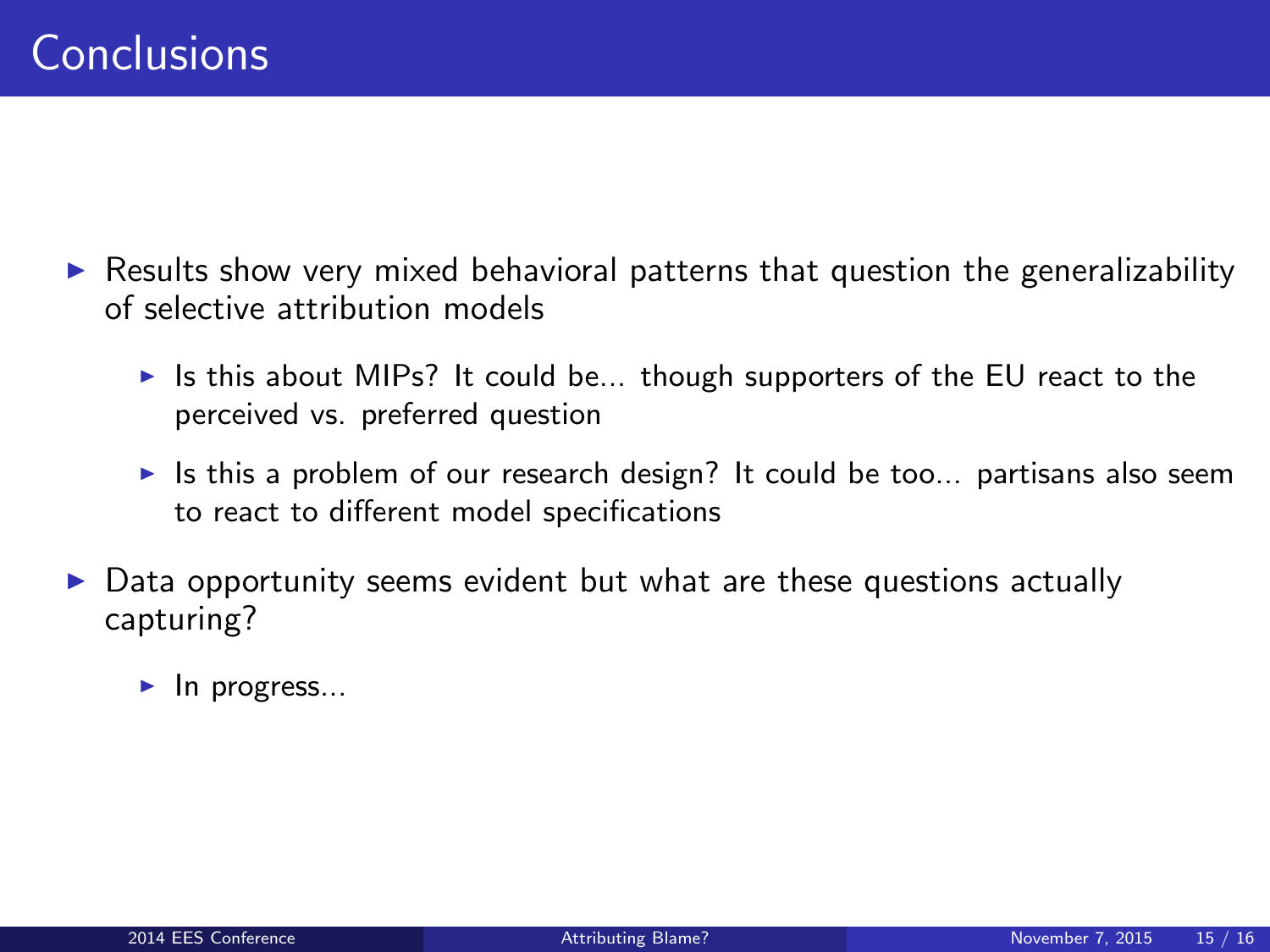# Conclusions

- Results show very mixed behavioral patterns that question the generalizability of selective attribution models
  - Is this about MIPs? It could be... though supporters of the EU react to the perceived vs. preferred question
  - Is this a problem of our research design? It could be too... partisans also seem to react to different model specifications
- Data opportunity seems evident but what are these questions actually capturing?
  - In progress...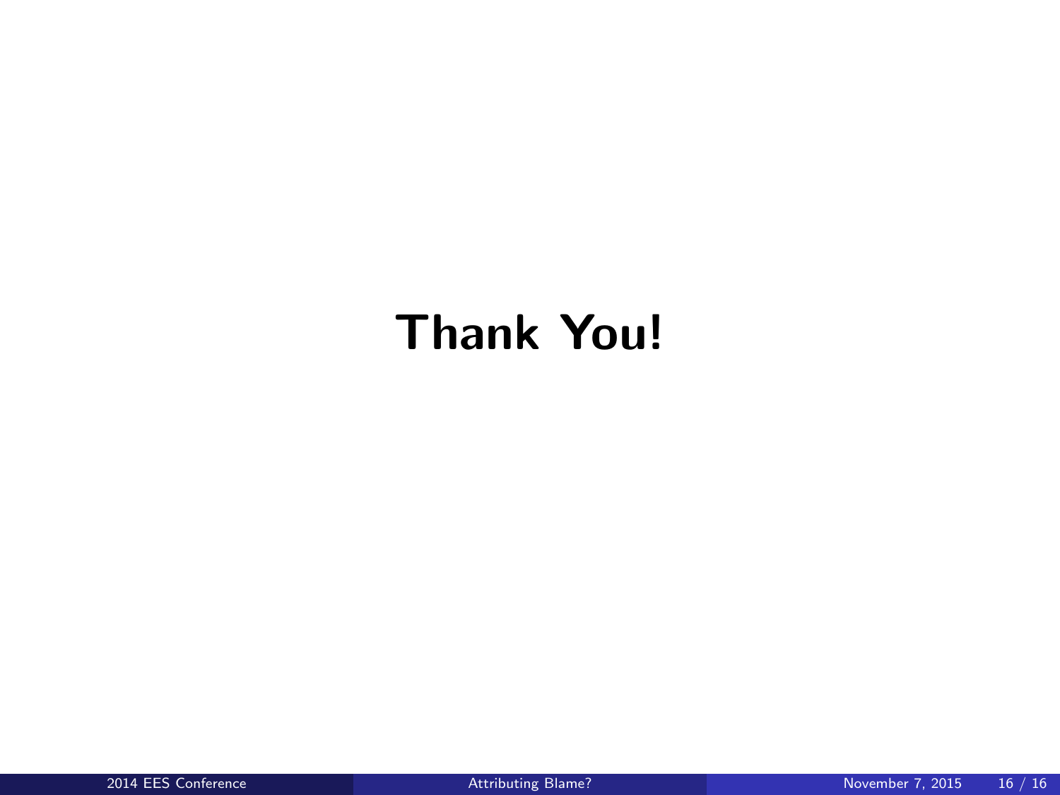# Thank You!